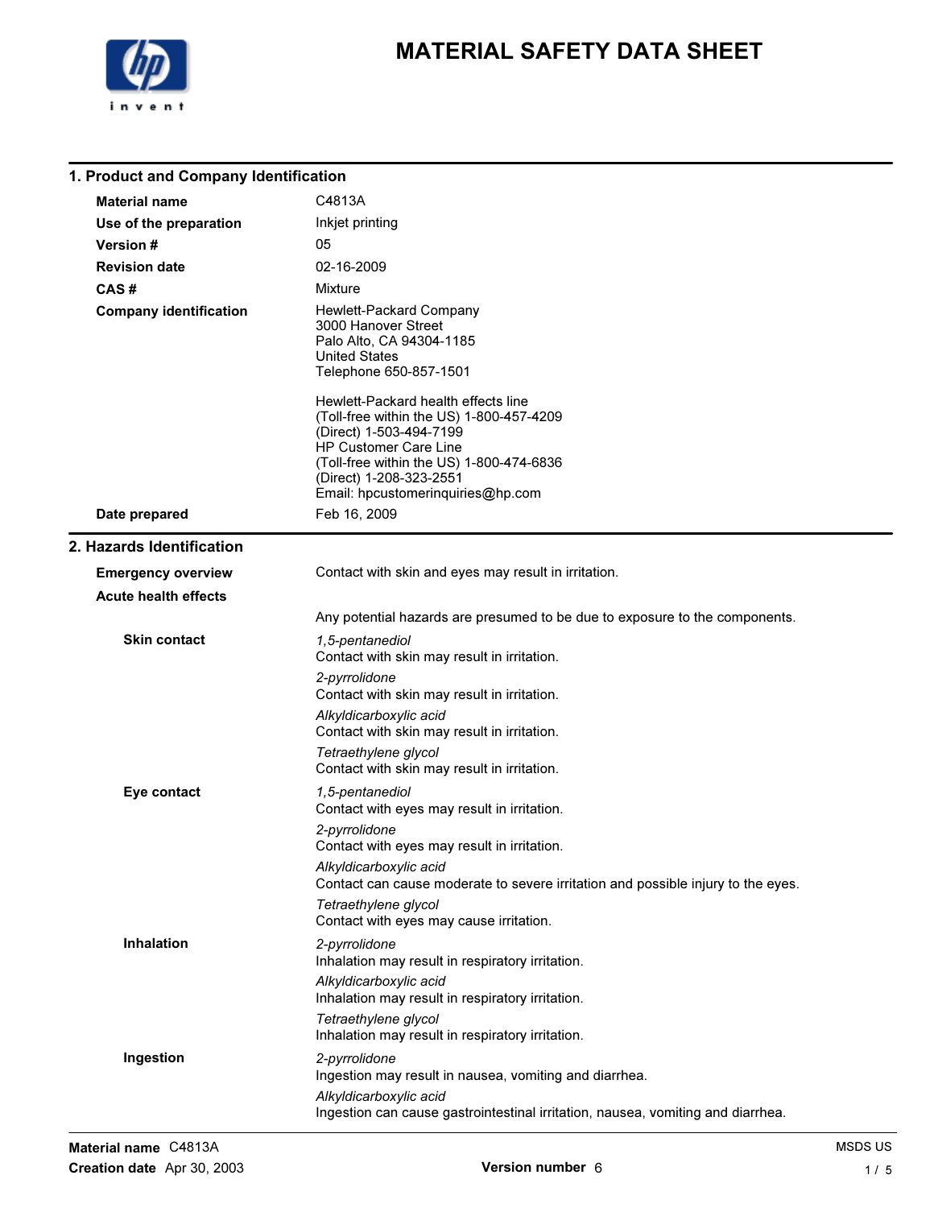# MATERIAL SAFETY DATA SHEET

## 1. Product and Company Identification

**Material name** C4813A

**Use of the preparation** Inkjet printing

**Version #** 05

**Revision date** 02-16-2009

**CAS #** Mixture

**Company identification**
Hewlett-Packard Company
3000 Hanover Street
Palo Alto, CA 94304-1185
United States
Telephone 650-857-1501

Hewlett-Packard health effects line
(Toll-free within the US) 1-800-457-4209
(Direct) 1-503-494-7199
HP Customer Care Line
(Toll-free within the US) 1-800-474-6836
(Direct) 1-208-323-2551
Email: hpcustomerinquiries@hp.com

**Date prepared** Feb 16, 2009

## 2. Hazards Identification

**Emergency overview** Contact with skin and eyes may result in irritation.

**Acute health effects**

Any potential hazards are presumed to be due to exposure to the components.

**Skin contact**

*1,5-pentanediol*
Contact with skin may result in irritation.

*2-pyrrolidone*
Contact with skin may result in irritation.

*Alkyldicarboxylic acid*
Contact with skin may result in irritation.

*Tetraethylene glycol*
Contact with skin may result in irritation.

**Eye contact**

*1,5-pentanediol*
Contact with eyes may result in irritation.

*2-pyrrolidone*
Contact with eyes may result in irritation.

*Alkyldicarboxylic acid*
Contact can cause moderate to severe irritation and possible injury to the eyes.

*Tetraethylene glycol*
Contact with eyes may cause irritation.

**Inhalation**

*2-pyrrolidone*
Inhalation may result in respiratory irritation.

*Alkyldicarboxylic acid*
Inhalation may result in respiratory irritation.

*Tetraethylene glycol*
Inhalation may result in respiratory irritation.

**Ingestion**

*2-pyrrolidone*
Ingestion may result in nausea, vomiting and diarrhea.

*Alkyldicarboxylic acid*
Ingestion can cause gastrointestinal irritation, nausea, vomiting and diarrhea.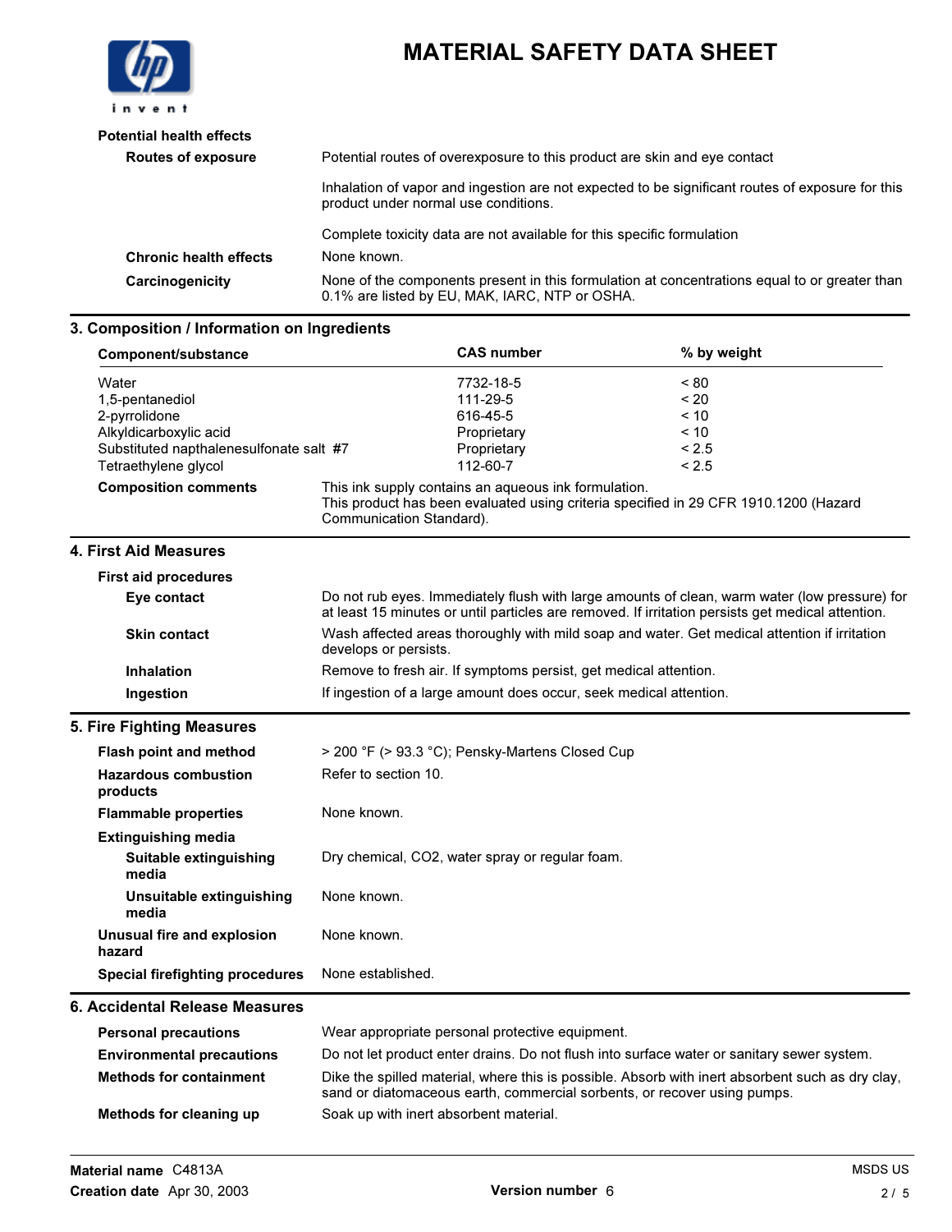**Potential health effects**

| | |
|---|---|
| **Routes of exposure** | Potential routes of overexposure to this product are skin and eye contact<br><br>Inhalation of vapor and ingestion are not expected to be significant routes of exposure for this product under normal use conditions.<br><br>Complete toxicity data are not available for this specific formulation |
| **Chronic health effects** | None known. |
| **Carcinogenicity** | None of the components present in this formulation at concentrations equal to or greater than 0.1% are listed by EU, MAK, IARC, NTP or OSHA. |

## 3. Composition / Information on Ingredients

| Component/substance | CAS number | % by weight |
|---|---|---|
| Water | 7732-18-5 | < 80 |
| 1,5-pentanediol | 111-29-5 | < 20 |
| 2-pyrrolidone | 616-45-5 | < 10 |
| Alkyldicarboxylic acid | Proprietary | < 10 |
| Substituted napthalenesulfonate salt #7 | Proprietary | < 2.5 |
| Tetraethylene glycol | 112-60-7 | < 2.5 |

**Composition comments** This ink supply contains an aqueous ink formulation.
This product has been evaluated using criteria specified in 29 CFR 1910.1200 (Hazard Communication Standard).

## 4. First Aid Measures

**First aid procedures**

| | |
|---|---|
| **Eye contact** | Do not rub eyes. Immediately flush with large amounts of clean, warm water (low pressure) for at least 15 minutes or until particles are removed. If irritation persists get medical attention. |
| **Skin contact** | Wash affected areas thoroughly with mild soap and water. Get medical attention if irritation develops or persists. |
| **Inhalation** | Remove to fresh air. If symptoms persist, get medical attention. |
| **Ingestion** | If ingestion of a large amount does occur, seek medical attention. |

## 5. Fire Fighting Measures

| | |
|---|---|
| **Flash point and method** | > 200 °F (> 93.3 °C); Pensky-Martens Closed Cup |
| **Hazardous combustion products** | Refer to section 10. |
| **Flammable properties** | None known. |
| **Extinguishing media** | |
| **Suitable extinguishing media** | Dry chemical, $CO_2$, water spray or regular foam. |
| **Unsuitable extinguishing media** | None known. |
| **Unusual fire and explosion hazard** | None known. |
| **Special firefighting procedures** | None established. |

## 6. Accidental Release Measures

| | |
|---|---|
| **Personal precautions** | Wear appropriate personal protective equipment. |
| **Environmental precautions** | Do not let product enter drains. Do not flush into surface water or sanitary sewer system. |
| **Methods for containment** | Dike the spilled material, where this is possible. Absorb with inert absorbent such as dry clay, sand or diatomaceous earth, commercial sorbents, or recover using pumps. |
| **Methods for cleaning up** | Soak up with inert absorbent material. |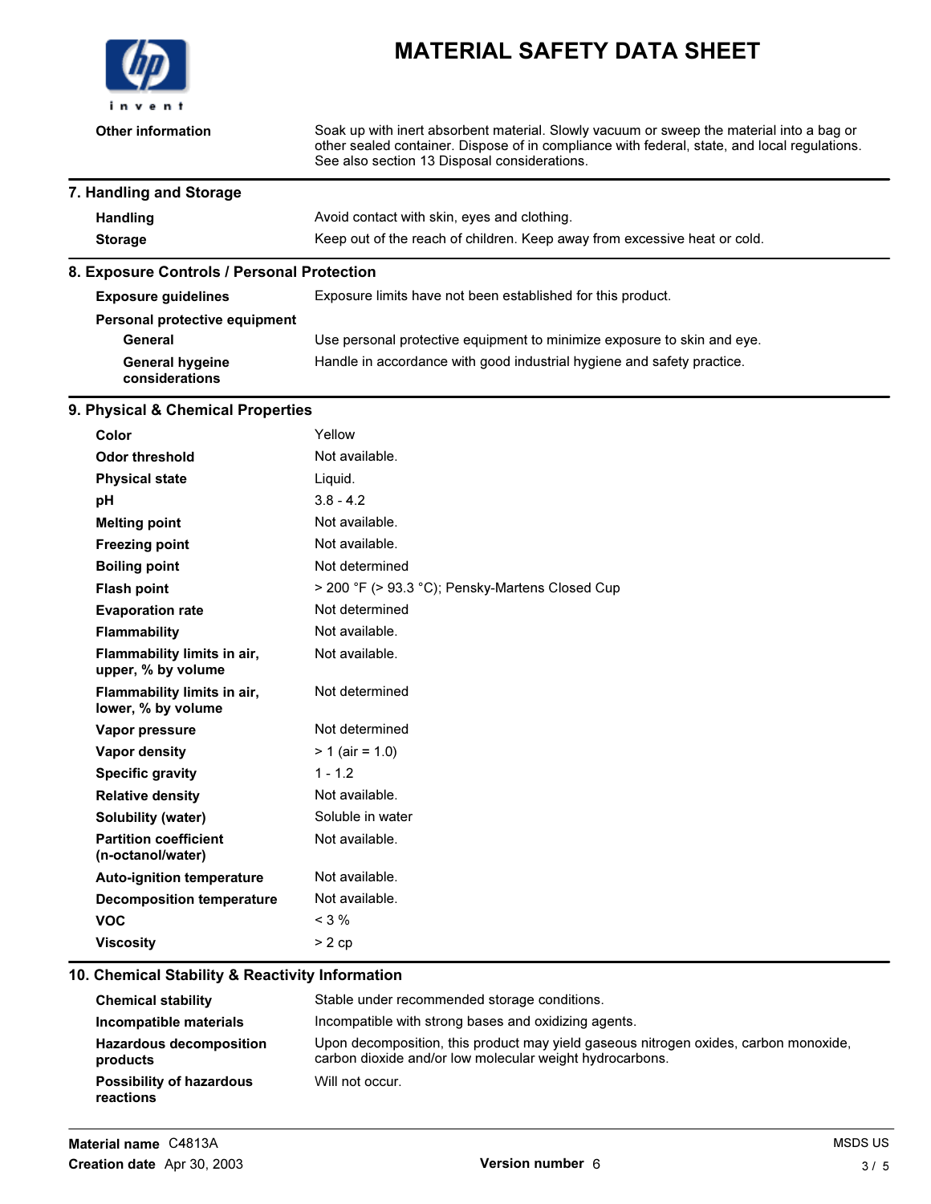| | |
|---|---|
| **Other information** | Soak up with inert absorbent material. Slowly vacuum or sweep the material into a bag or other sealed container. Dispose of in compliance with federal, state, and local regulations. See also section 13 Disposal considerations. |

## 7. Handling and Storage

| | |
|---|---|
| **Handling** | Avoid contact with skin, eyes and clothing. |
| **Storage** | Keep out of the reach of children. Keep away from excessive heat or cold. |

## 8. Exposure Controls / Personal Protection

| | |
|---|---|
| **Exposure guidelines** | Exposure limits have not been established for this product. |
| **Personal protective equipment** | |
| **General** | Use personal protective equipment to minimize exposure to skin and eye. |
| **General hygeine considerations** | Handle in accordance with good industrial hygiene and safety practice. |

## 9. Physical & Chemical Properties

| | |
|---|---|
| **Color** | Yellow |
| **Odor threshold** | Not available. |
| **Physical state** | Liquid. |
| **pH** | 3.8 - 4.2 |
| **Melting point** | Not available. |
| **Freezing point** | Not available. |
| **Boiling point** | Not determined |
| **Flash point** | > 200 °F (> 93.3 °C); Pensky-Martens Closed Cup |
| **Evaporation rate** | Not determined |
| **Flammability** | Not available. |
| **Flammability limits in air, upper, % by volume** | Not available. |
| **Flammability limits in air, lower, % by volume** | Not determined |
| **Vapor pressure** | Not determined |
| **Vapor density** | > 1 (air = 1.0) |
| **Specific gravity** | 1 - 1.2 |
| **Relative density** | Not available. |
| **Solubility (water)** | Soluble in water |
| **Partition coefficient (n-octanol/water)** | Not available. |
| **Auto-ignition temperature** | Not available. |
| **Decomposition temperature** | Not available. |
| **VOC** | < 3 % |
| **Viscosity** | > 2 cp |

## 10. Chemical Stability & Reactivity Information

| | |
|---|---|
| **Chemical stability** | Stable under recommended storage conditions. |
| **Incompatible materials** | Incompatible with strong bases and oxidizing agents. |
| **Hazardous decomposition products** | Upon decomposition, this product may yield gaseous nitrogen oxides, carbon monoxide, carbon dioxide and/or low molecular weight hydrocarbons. |
| **Possibility of hazardous reactions** | Will not occur. |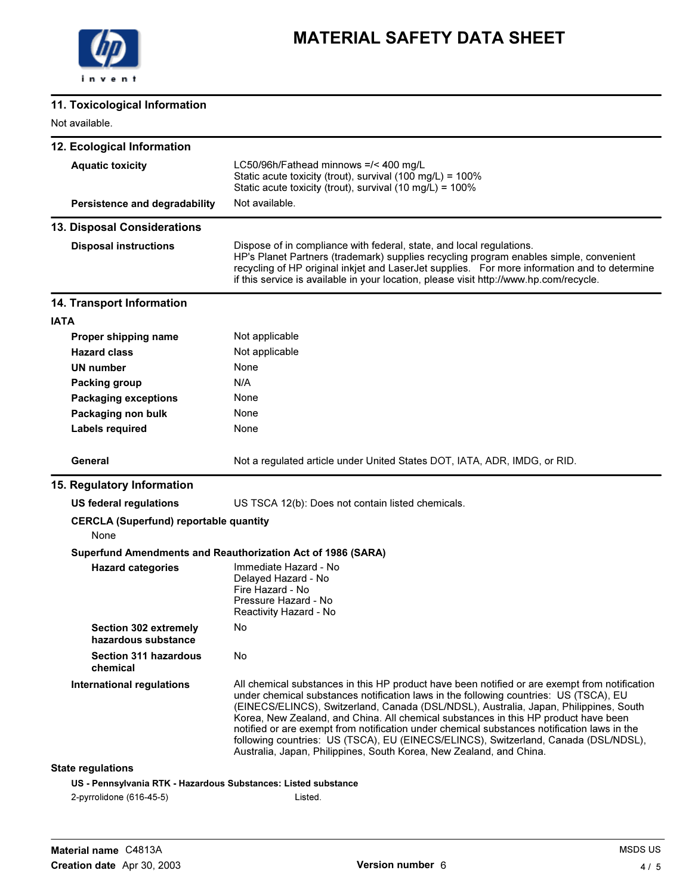## 11. Toxicological Information

Not available.

## 12. Ecological Information

**Aquatic toxicity**

LC50/96h/Fathead minnows =/< 400 mg/L
Static acute toxicity (trout), survival (100 mg/L) = 100%
Static acute toxicity (trout), survival (10 mg/L) = 100%

**Persistence and degradability**

Not available.

## 13. Disposal Considerations

**Disposal instructions**

Dispose of in compliance with federal, state, and local regulations.
HP's Planet Partners (trademark) supplies recycling program enables simple, convenient recycling of HP original inkjet and LaserJet supplies. For more information and to determine if this service is available in your location, please visit http://www.hp.com/recycle.

## 14. Transport Information

**IATA**

| | |
|---|---|
| **Proper shipping name** | Not applicable |
| **Hazard class** | Not applicable |
| **UN number** | None |
| **Packing group** | N/A |
| **Packaging exceptions** | None |
| **Packaging non bulk** | None |
| **Labels required** | None |

**General**

Not a regulated article under United States DOT, IATA, ADR, IMDG, or RID.

## 15. Regulatory Information

**US federal regulations**

US TSCA 12(b): Does not contain listed chemicals.

**CERCLA (Superfund) reportable quantity**

None

**Superfund Amendments and Reauthorization Act of 1986 (SARA)**

**Hazard categories**

Immediate Hazard - No
Delayed Hazard - No
Fire Hazard - No
Pressure Hazard - No
Reactivity Hazard - No

**Section 302 extremely hazardous substance**

No

**Section 311 hazardous chemical**

No

**International regulations**

All chemical substances in this HP product have been notified or are exempt from notification under chemical substances notification laws in the following countries: US (TSCA), EU (EINECS/ELINCS), Switzerland, Canada (DSL/NDSL), Australia, Japan, Philippines, South Korea, New Zealand, and China. All chemical substances in this HP product have been notified or are exempt from notification under chemical substances notification laws in the following countries: US (TSCA), EU (EINECS/ELINCS), Switzerland, Canada (DSL/NDSL), Australia, Japan, Philippines, South Korea, New Zealand, and China.

**State regulations**

**US - Pennsylvania RTK - Hazardous Substances: Listed substance**

| | |
|---|---|
| 2-pyrrolidone (616-45-5) | Listed. |

**Material name** C4813A
**Creation date** Apr 30, 2003
**Version number** 6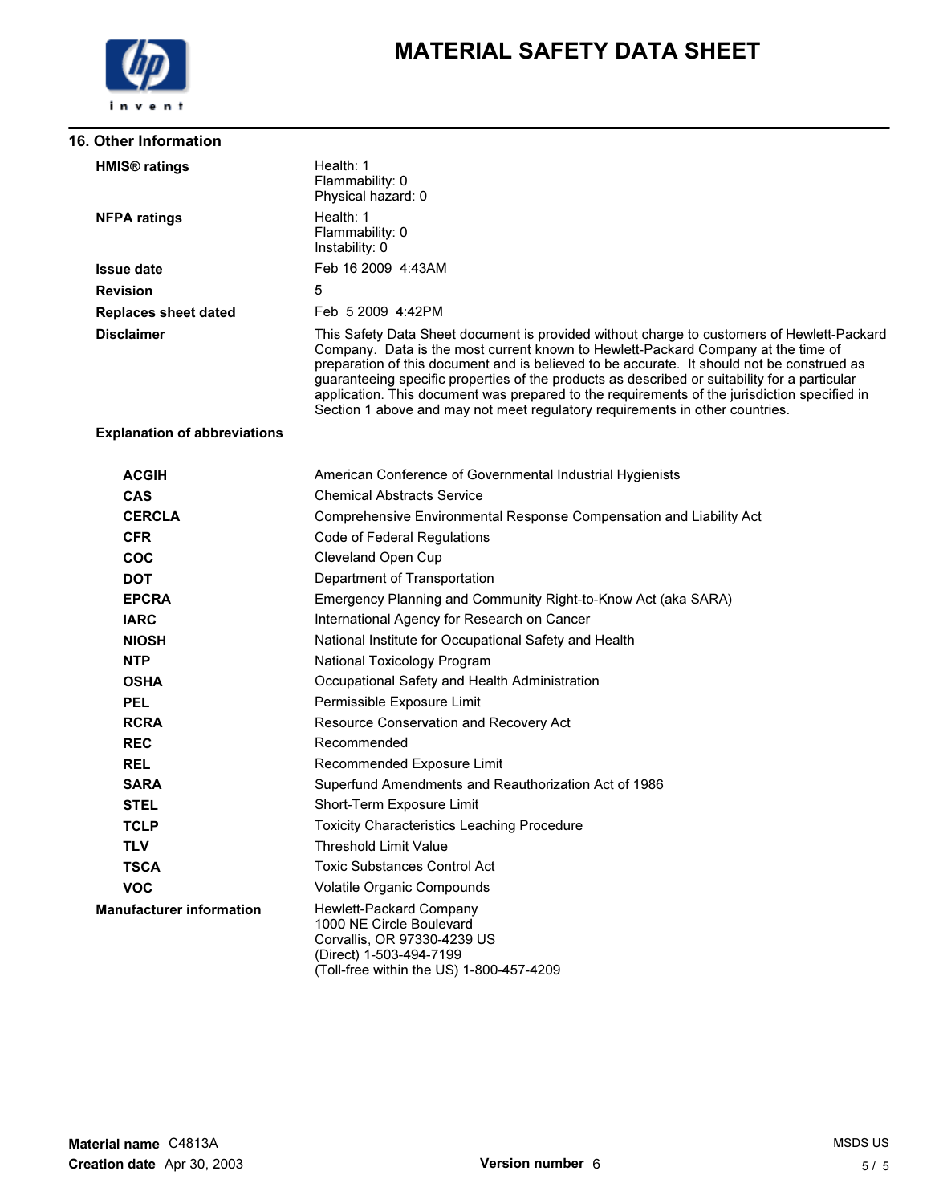# MATERIAL SAFETY DATA SHEET

## 16. Other Information

| | |
|---|---|
| **HMIS® ratings** | Health: 1<br>Flammability: 0<br>Physical hazard: 0 |
| **NFPA ratings** | Health: 1<br>Flammability: 0<br>Instability: 0 |
| **Issue date** | Feb 16 2009 4:43AM |
| **Revision** | 5 |
| **Replaces sheet dated** | Feb 5 2009 4:42PM |
| **Disclaimer** | This Safety Data Sheet document is provided without charge to customers of Hewlett-Packard Company. Data is the most current known to Hewlett-Packard Company at the time of preparation of this document and is believed to be accurate. It should not be construed as guaranteeing specific properties of the products as described or suitability for a particular application. This document was prepared to the requirements of the jurisdiction specified in Section 1 above and may not meet regulatory requirements in other countries. |

**Explanation of abbreviations**

| | |
|---|---|
| **ACGIH** | American Conference of Governmental Industrial Hygienists |
| **CAS** | Chemical Abstracts Service |
| **CERCLA** | Comprehensive Environmental Response Compensation and Liability Act |
| **CFR** | Code of Federal Regulations |
| **COC** | Cleveland Open Cup |
| **DOT** | Department of Transportation |
| **EPCRA** | Emergency Planning and Community Right-to-Know Act (aka SARA) |
| **IARC** | International Agency for Research on Cancer |
| **NIOSH** | National Institute for Occupational Safety and Health |
| **NTP** | National Toxicology Program |
| **OSHA** | Occupational Safety and Health Administration |
| **PEL** | Permissible Exposure Limit |
| **RCRA** | Resource Conservation and Recovery Act |
| **REC** | Recommended |
| **REL** | Recommended Exposure Limit |
| **SARA** | Superfund Amendments and Reauthorization Act of 1986 |
| **STEL** | Short-Term Exposure Limit |
| **TCLP** | Toxicity Characteristics Leaching Procedure |
| **TLV** | Threshold Limit Value |
| **TSCA** | Toxic Substances Control Act |
| **VOC** | Volatile Organic Compounds |

**Manufacturer information**

Hewlett-Packard Company
1000 NE Circle Boulevard
Corvallis, OR 97330-4239 US
(Direct) 1-503-494-7199
(Toll-free within the US) 1-800-457-4209

**Material name** C4813A
**Creation date** Apr 30, 2003
**Version number** 6
MSDS US